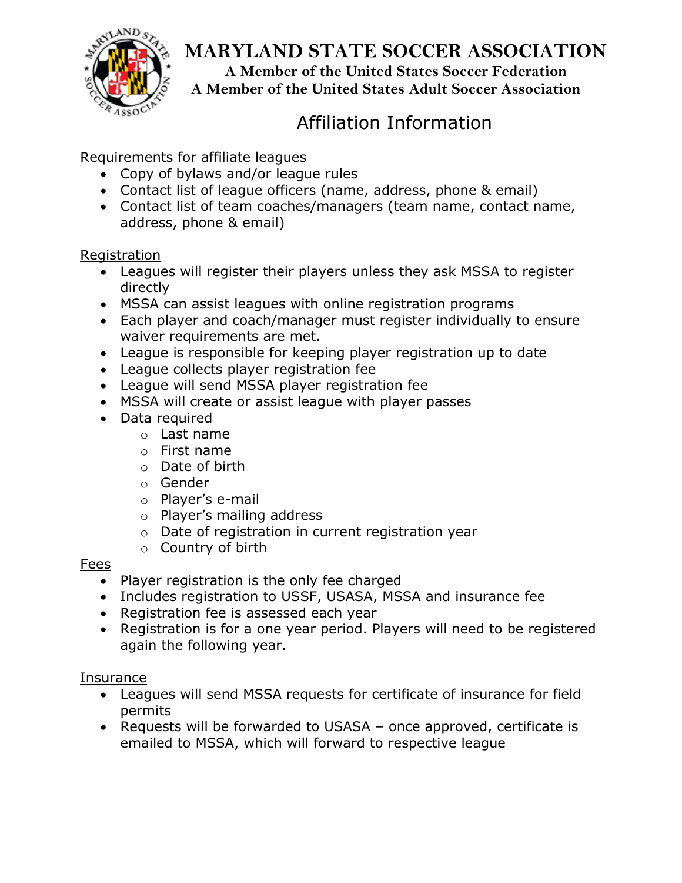# MARYLAND STATE SOCCER ASSOCIATION

**A Member of the United States Soccer Federation**
**A Member of the United States Adult Soccer Association**

## Affiliation Information

Requirements for affiliate leagues

- Copy of bylaws and/or league rules
- Contact list of league officers (name, address, phone & email)
- Contact list of team coaches/managers (team name, contact name, address, phone & email)

Registration

- Leagues will register their players unless they ask MSSA to register directly
- MSSA can assist leagues with online registration programs
- Each player and coach/manager must register individually to ensure waiver requirements are met.
- League is responsible for keeping player registration up to date
- League collects player registration fee
- League will send MSSA player registration fee
- MSSA will create or assist league with player passes
- Data required
  - Last name
  - First name
  - Date of birth
  - Gender
  - Player's e-mail
  - Player's mailing address
  - Date of registration in current registration year
  - Country of birth

Fees

- Player registration is the only fee charged
- Includes registration to USSF, USASA, MSSA and insurance fee
- Registration fee is assessed each year
- Registration is for a one year period. Players will need to be registered again the following year.

Insurance

- Leagues will send MSSA requests for certificate of insurance for field permits
- Requests will be forwarded to USASA – once approved, certificate is emailed to MSSA, which will forward to respective league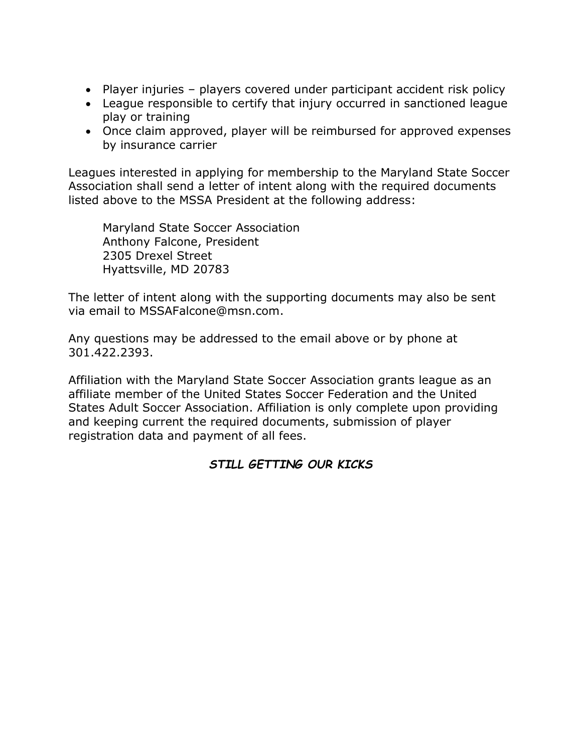- Player injuries – players covered under participant accident risk policy
- League responsible to certify that injury occurred in sanctioned league play or training
- Once claim approved, player will be reimbursed for approved expenses by insurance carrier

Leagues interested in applying for membership to the Maryland State Soccer Association shall send a letter of intent along with the required documents listed above to the MSSA President at the following address:

Maryland State Soccer Association
Anthony Falcone, President
2305 Drexel Street
Hyattsville, MD 20783

The letter of intent along with the supporting documents may also be sent via email to MSSAFalcone@msn.com.

Any questions may be addressed to the email above or by phone at 301.422.2393.

Affiliation with the Maryland State Soccer Association grants league as an affiliate member of the United States Soccer Federation and the United States Adult Soccer Association. Affiliation is only complete upon providing and keeping current the required documents, submission of player registration data and payment of all fees.

***STILL GETTING OUR KICKS***